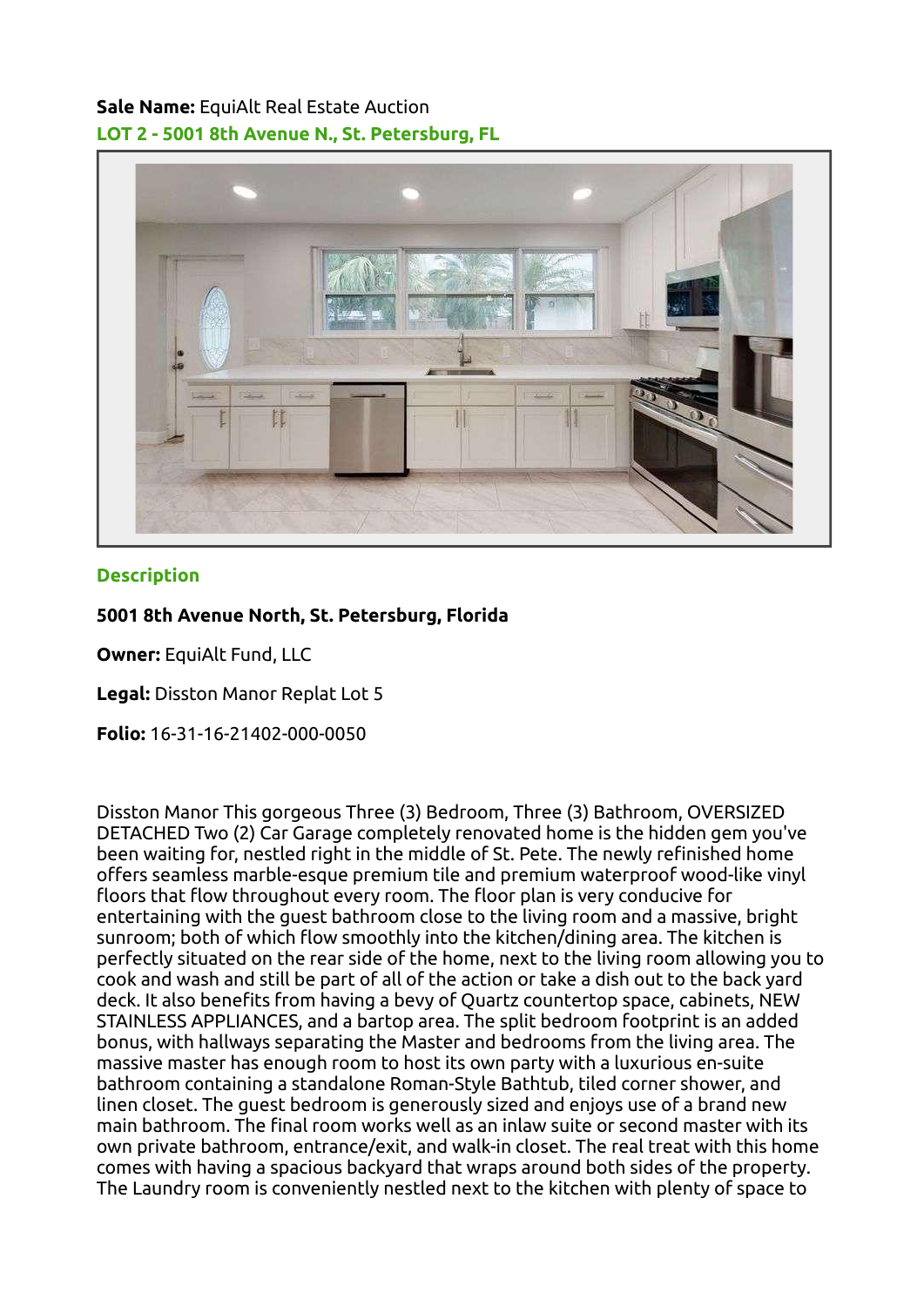**Sale Name:** EquiAlt Real Estate Auction

## LOT 2 - 5001 8th Avenue N., St. Petersburg, FL

### Description

**5001 8th Avenue North, St. Petersburg, Florida**

**Owner:** EquiAlt Fund, LLC

**Legal:** Disston Manor Replat Lot 5

**Folio:** 16-31-16-21402-000-0050

Disston Manor This gorgeous Three (3) Bedroom, Three (3) Bathroom, OVERSIZED DETACHED Two (2) Car Garage completely renovated home is the hidden gem you've been waiting for, nestled right in the middle of St. Pete. The newly refinished home offers seamless marble-esque premium tile and premium waterproof wood-like vinyl floors that flow throughout every room. The floor plan is very conducive for entertaining with the guest bathroom close to the living room and a massive, bright sunroom; both of which flow smoothly into the kitchen/dining area. The kitchen is perfectly situated on the rear side of the home, next to the living room allowing you to cook and wash and still be part of all of the action or take a dish out to the back yard deck. It also benefits from having a bevy of Quartz countertop space, cabinets, NEW STAINLESS APPLIANCES, and a bartop area. The split bedroom footprint is an added bonus, with hallways separating the Master and bedrooms from the living area. The massive master has enough room to host its own party with a luxurious en-suite bathroom containing a standalone Roman-Style Bathtub, tiled corner shower, and linen closet. The guest bedroom is generously sized and enjoys use of a brand new main bathroom. The final room works well as an inlaw suite or second master with its own private bathroom, entrance/exit, and walk-in closet. The real treat with this home comes with having a spacious backyard that wraps around both sides of the property. The Laundry room is conveniently nestled next to the kitchen with plenty of space to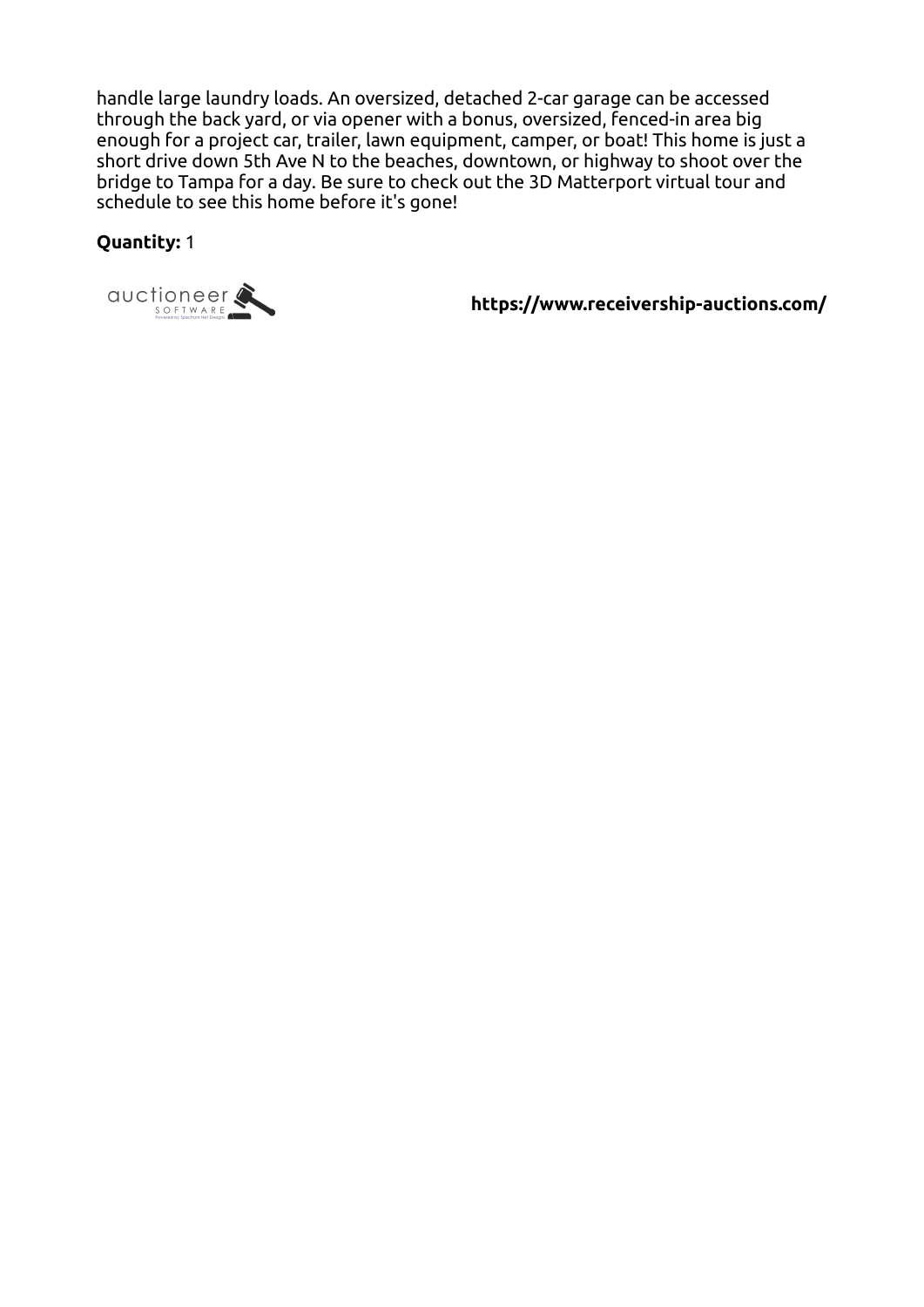handle large laundry loads. An oversized, detached 2-car garage can be accessed through the back yard, or via opener with a bonus, oversized, fenced-in area big enough for a project car, trailer, lawn equipment, camper, or boat! This home is just a short drive down 5th Ave N to the beaches, downtown, or highway to shoot over the bridge to Tampa for a day. Be sure to check out the 3D Matterport virtual tour and schedule to see this home before it's gone!

**Quantity:** 1

**https://www.receivership-auctions.com/**